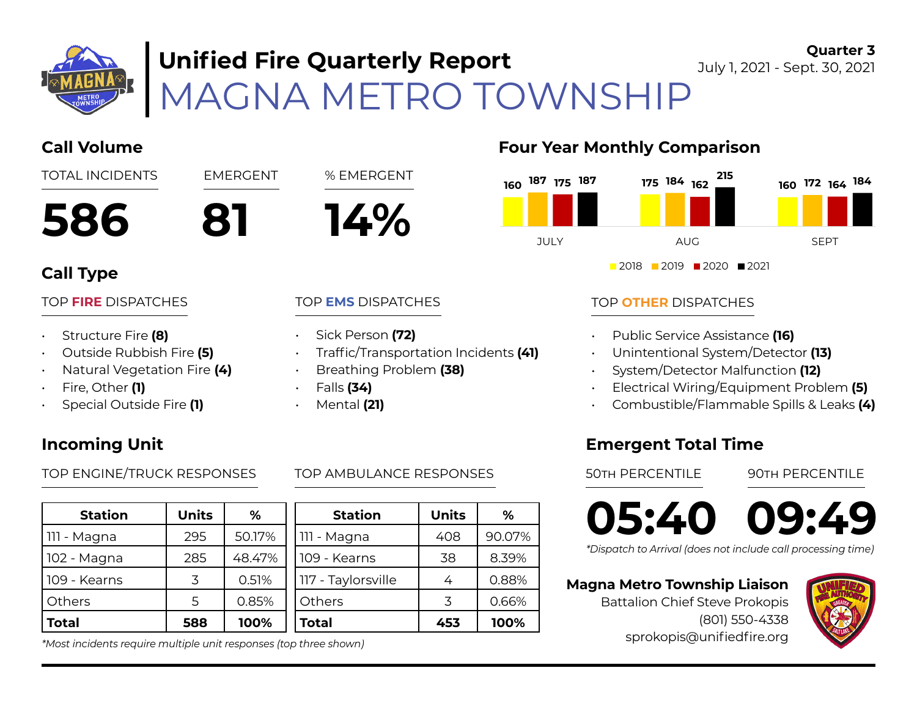# Unified Fire Quarterly Report
# MAGNA METRO TOWNSHIP

**Quarter 3**
July 1, 2021 - Sept. 30, 2021

## Call Volume

| TOTAL INCIDENTS | EMERGENT | % EMERGENT |
|---|---|---|
| **586** | **81** | **14%** |

## Four Year Monthly Comparison

| Month | 2018 | 2019 | 2020 | 2021 |
|---|---|---|---|---|
| JULY | 160 | 187 | 175 | 187 |
| AUG | 175 | 184 | 162 | 215 |
| SEPT | 160 | 172 | 164 | 184 |

## Call Type

### TOP FIRE DISPATCHES

- Structure Fire **(8)**
- Outside Rubbish Fire **(5)**
- Natural Vegetation Fire **(4)**
- Fire, Other **(1)**
- Special Outside Fire **(1)**

### TOP EMS DISPATCHES

- Sick Person **(72)**
- Traffic/Transportation Incidents **(41)**
- Breathing Problem **(38)**
- Falls **(34)**
- Mental **(21)**

### TOP OTHER DISPATCHES

- Public Service Assistance **(16)**
- Unintentional System/Detector **(13)**
- System/Detector Malfunction **(12)**
- Electrical Wiring/Equipment Problem **(5)**
- Combustible/Flammable Spills & Leaks **(4)**

## Incoming Unit

### TOP ENGINE/TRUCK RESPONSES

| Station | Units | % |
|---|---|---|
| 111 - Magna | 295 | 50.17% |
| 102 - Magna | 285 | 48.47% |
| 109 - Kearns | 3 | 0.51% |
| Others | 5 | 0.85% |
| **Total** | **588** | **100%** |

### TOP AMBULANCE RESPONSES

| Station | Units | % |
|---|---|---|
| 111 - Magna | 408 | 90.07% |
| 109 - Kearns | 38 | 8.39% |
| 117 - Taylorsville | 4 | 0.88% |
| Others | 3 | 0.66% |
| **Total** | **453** | **100%** |

*\*Most incidents require multiple unit responses (top three shown)*

## Emergent Total Time

| 50TH PERCENTILE | 90TH PERCENTILE |
|---|---|
| **05:40** | **09:49** |

*\*Dispatch to Arrival (does not include call processing time)*

**Magna Metro Township Liaison**
Battalion Chief Steve Prokopis
(801) 550-4338
sprokopis@unifiedfire.org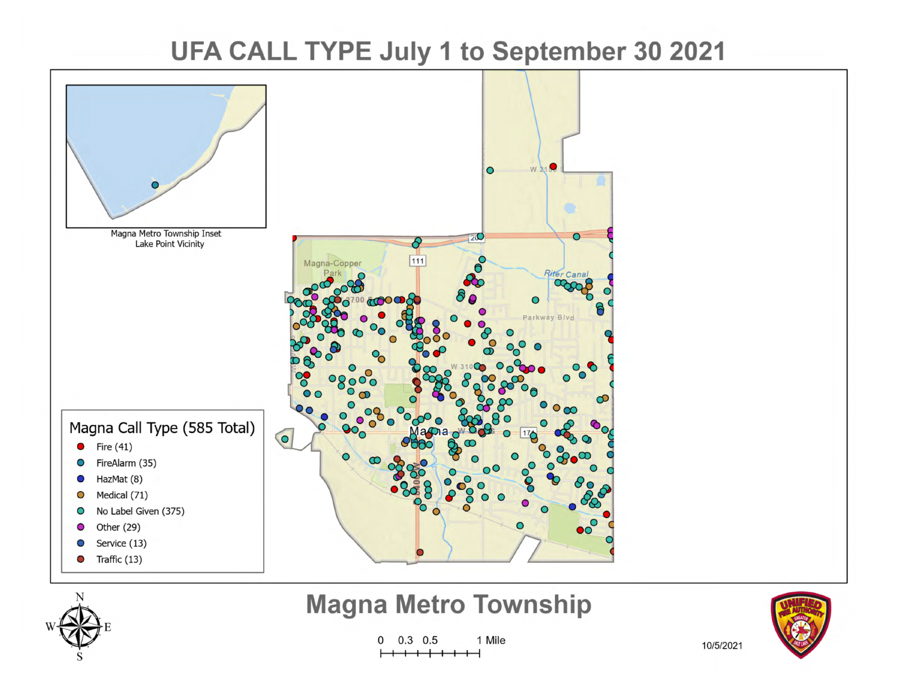# UFA CALL TYPE July 1 to September 30 2021

Magna Metro Township Inset
Lake Point Vicinity

**Magna Call Type (585 Total)**

- Fire (41)
- FireAlarm (35)
- HazMat (8)
- Medical (71)
- No Label Given (375)
- Other (29)
- Service (13)
- Traffic (13)

## Magna Metro Township

0 0.3 0.5 1 Mile

10/5/2021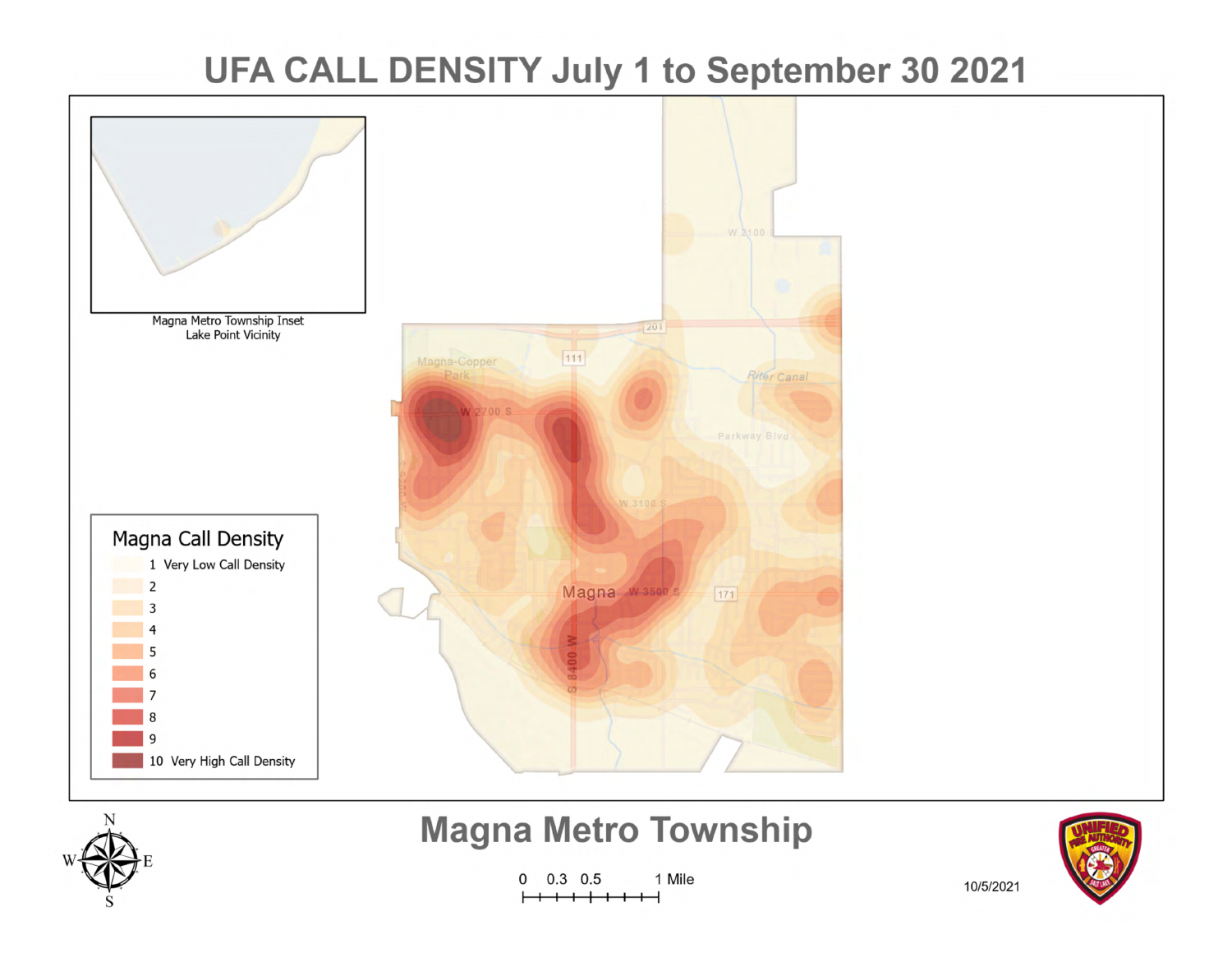# UFA CALL DENSITY July 1 to September 30 2021

Magna Metro Township Inset
Lake Point Vicinity

W 2100
201
111
Magna-Copper Park
W 2700 S
Riter Canal
Parkway Blvd
W 3100 S
Magna
W 3500 S
171
S 8400 W

Magna Call Density

1 Very Low Call Density
2
3
4
5
6
7
8
9
10 Very High Call Density

N
W E
S

## Magna Metro Township

0 0.3 0.5 1 Mile

10/5/2021